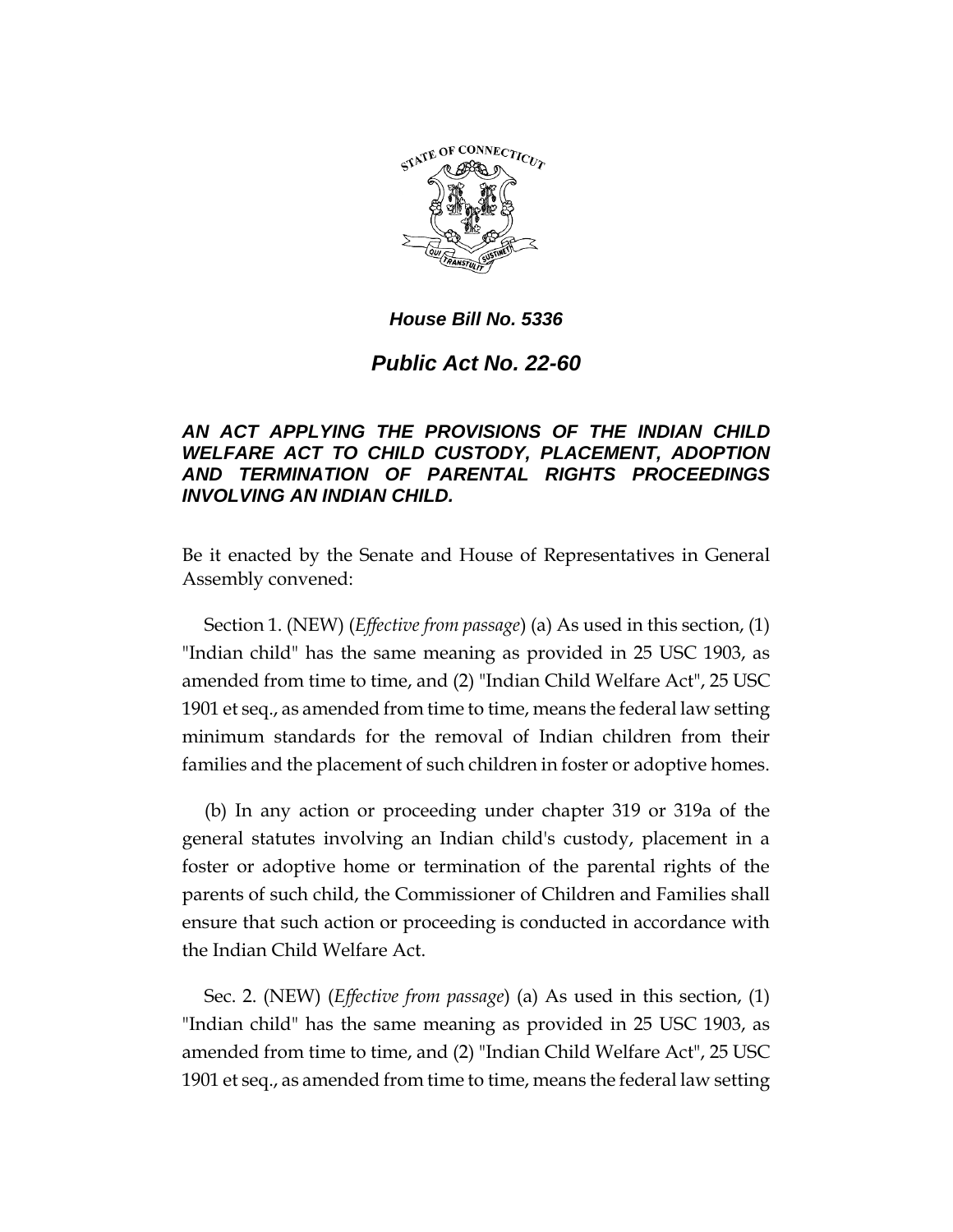***House Bill No. 5336***

# *Public Act No. 22-60*

***AN ACT APPLYING THE PROVISIONS OF THE INDIAN CHILD WELFARE ACT TO CHILD CUSTODY, PLACEMENT, ADOPTION AND TERMINATION OF PARENTAL RIGHTS PROCEEDINGS INVOLVING AN INDIAN CHILD.***

Be it enacted by the Senate and House of Representatives in General Assembly convened:

Section 1. (NEW) (*Effective from passage*) (a) As used in this section, (1) "Indian child" has the same meaning as provided in 25 USC 1903, as amended from time to time, and (2) "Indian Child Welfare Act", 25 USC 1901 et seq., as amended from time to time, means the federal law setting minimum standards for the removal of Indian children from their families and the placement of such children in foster or adoptive homes.

(b) In any action or proceeding under chapter 319 or 319a of the general statutes involving an Indian child's custody, placement in a foster or adoptive home or termination of the parental rights of the parents of such child, the Commissioner of Children and Families shall ensure that such action or proceeding is conducted in accordance with the Indian Child Welfare Act.

Sec. 2. (NEW) (*Effective from passage*) (a) As used in this section, (1) "Indian child" has the same meaning as provided in 25 USC 1903, as amended from time to time, and (2) "Indian Child Welfare Act", 25 USC 1901 et seq., as amended from time to time, means the federal law setting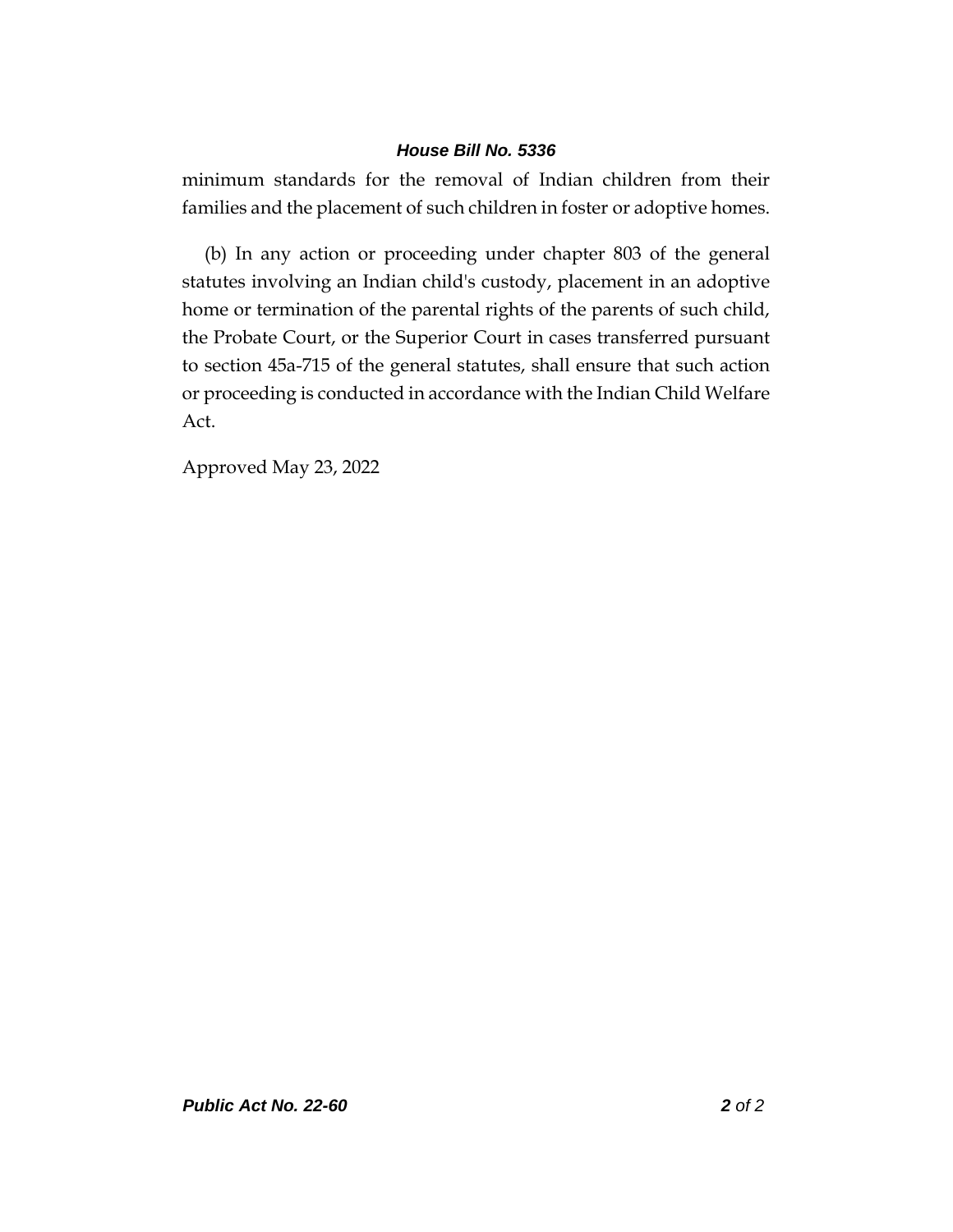minimum standards for the removal of Indian children from their families and the placement of such children in foster or adoptive homes.

(b) In any action or proceeding under chapter 803 of the general statutes involving an Indian child's custody, placement in an adoptive home or termination of the parental rights of the parents of such child, the Probate Court, or the Superior Court in cases transferred pursuant to section 45a-715 of the general statutes, shall ensure that such action or proceeding is conducted in accordance with the Indian Child Welfare Act.

Approved May 23, 2022